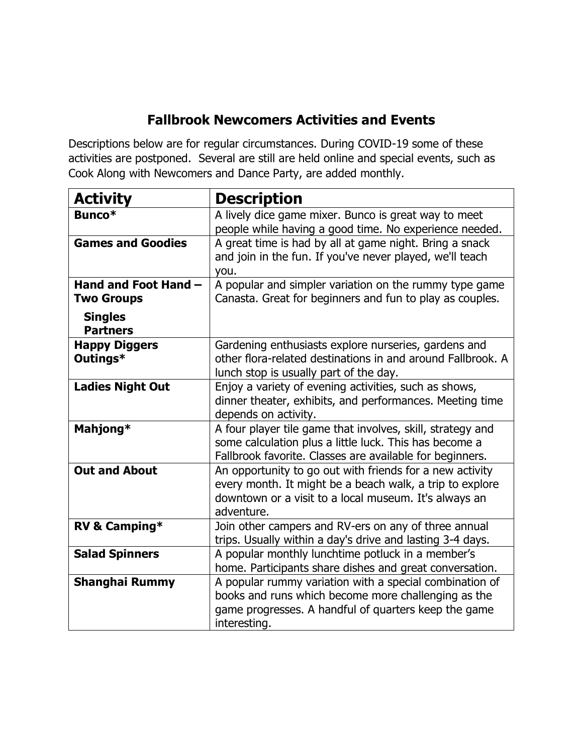# Fallbrook Newcomers Activities and Events

Descriptions below are for regular circumstances. During COVID-19 some of these activities are postponed. Several are still are held online and special events, such as Cook Along with Newcomers and Dance Party, are added monthly.

| Activity | Description |
|---|---|
| **Bunco*** | A lively dice game mixer. Bunco is great way to meet people while having a good time. No experience needed. |
| **Games and Goodies** | A great time is had by all at game night. Bring a snack and join in the fun. If you've never played, we'll teach you. |
| **Hand and Foot Hand – Two Groups**<br>**Singles**<br>**Partners** | A popular and simpler variation on the rummy type game Canasta. Great for beginners and fun to play as couples. |
| **Happy Diggers Outings*** | Gardening enthusiasts explore nurseries, gardens and other flora-related destinations in and around Fallbrook. A lunch stop is usually part of the day. |
| **Ladies Night Out** | Enjoy a variety of evening activities, such as shows, dinner theater, exhibits, and performances. Meeting time depends on activity. |
| **Mahjong*** | A four player tile game that involves, skill, strategy and some calculation plus a little luck. This has become a Fallbrook favorite. Classes are available for beginners. |
| **Out and About** | An opportunity to go out with friends for a new activity every month. It might be a beach walk, a trip to explore downtown or a visit to a local museum. It's always an adventure. |
| **RV & Camping*** | Join other campers and RV-ers on any of three annual trips. Usually within a day's drive and lasting 3-4 days. |
| **Salad Spinners** | A popular monthly lunchtime potluck in a member's home. Participants share dishes and great conversation. |
| **Shanghai Rummy** | A popular rummy variation with a special combination of books and runs which become more challenging as the game progresses. A handful of quarters keep the game interesting. |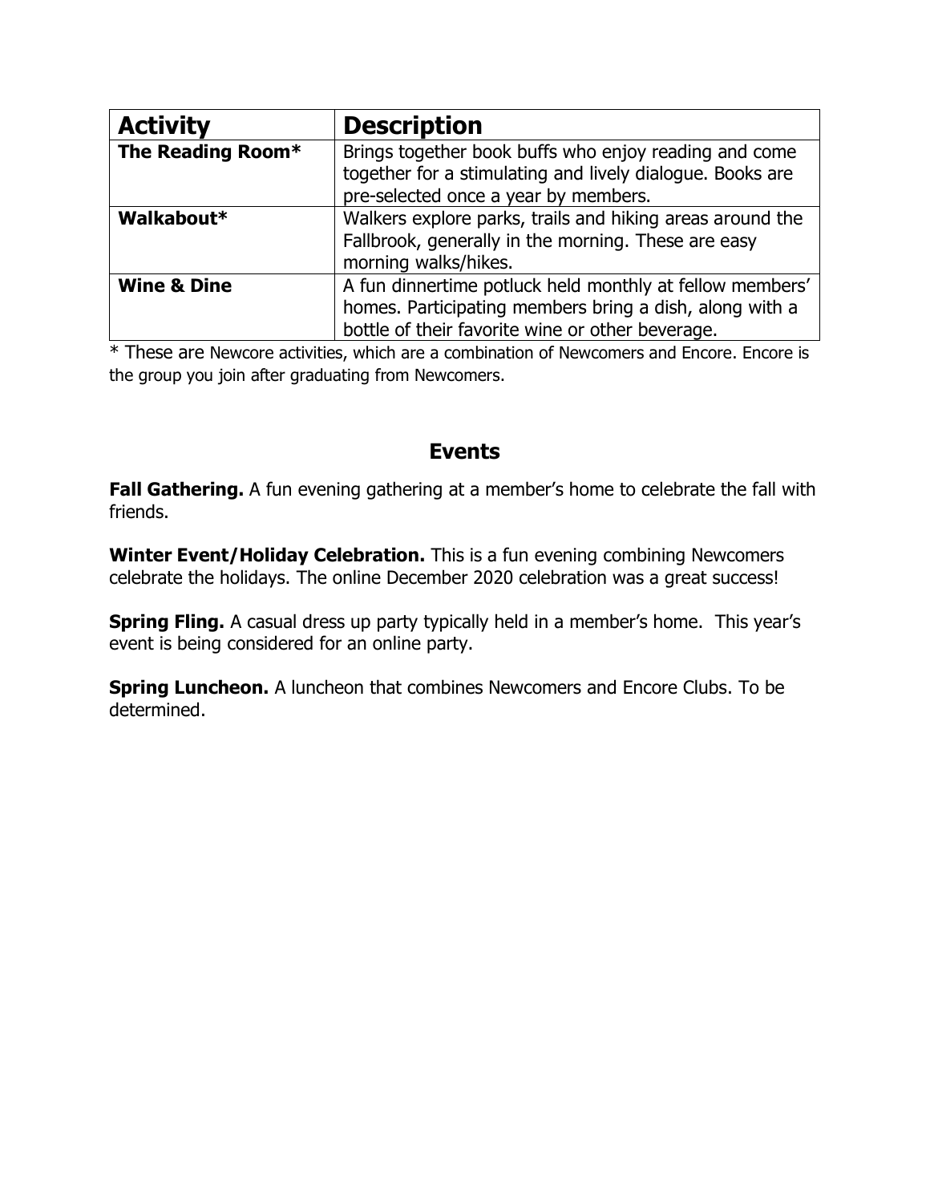| Activity | Description |
|---|---|
| **The Reading Room*** | Brings together book buffs who enjoy reading and come together for a stimulating and lively dialogue. Books are pre-selected once a year by members. |
| **Walkabout*** | Walkers explore parks, trails and hiking areas around the Fallbrook, generally in the morning. These are easy morning walks/hikes. |
| **Wine & Dine** | A fun dinnertime potluck held monthly at fellow members' homes. Participating members bring a dish, along with a bottle of their favorite wine or other beverage. |

* These are Newcore activities, which are a combination of Newcomers and Encore. Encore is the group you join after graduating from Newcomers.

## Events

**Fall Gathering.** A fun evening gathering at a member's home to celebrate the fall with friends.

**Winter Event/Holiday Celebration.** This is a fun evening combining Newcomers celebrate the holidays. The online December 2020 celebration was a great success!

**Spring Fling.** A casual dress up party typically held in a member's home. This year's event is being considered for an online party.

**Spring Luncheon.** A luncheon that combines Newcomers and Encore Clubs. To be determined.